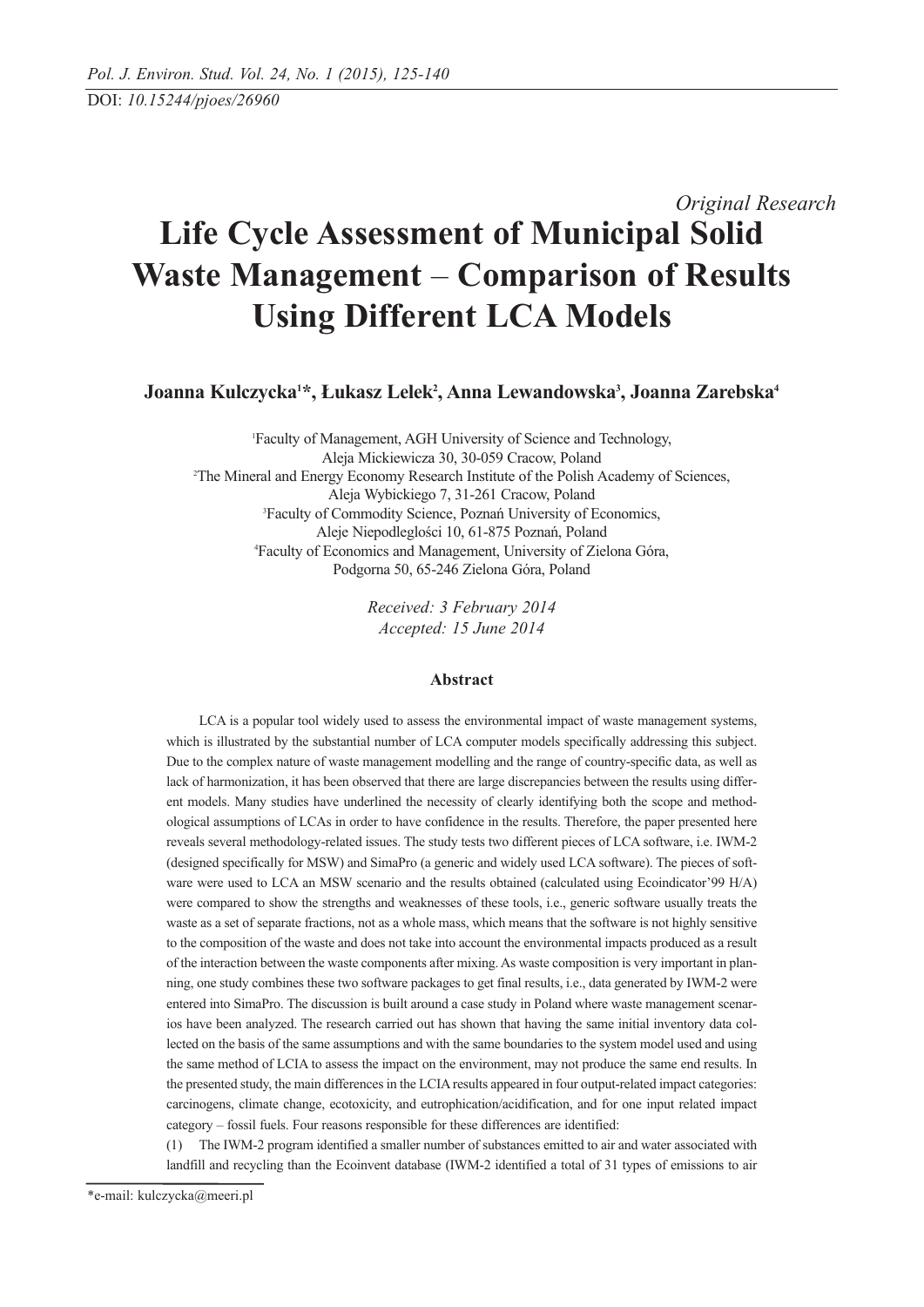DOI: *10.15244/pjoes/26960*

*Original Research*

# Life Cycle Assessment of Municipal Solid Waste Management – Comparison of Results Using Different LCA Models

**Joanna Kulczycka[1]*, Łukasz Lelek[2], Anna Lewandowska[3], Joanna Zarebska[4]**

[1]Faculty of Management, AGH University of Science and Technology, Aleja Mickiewicza 30, 30-059 Cracow, Poland

[2]The Mineral and Energy Economy Research Institute of the Polish Academy of Sciences, Aleja Wybickiego 7, 31-261 Cracow, Poland

[3]Faculty of Commodity Science, Poznań University of Economics, Aleje Niepodległości 10, 61-875 Poznań, Poland

[4]Faculty of Economics and Management, University of Zielona Góra, Podgorna 50, 65-246 Zielona Góra, Poland

*Received: 3 February 2014*
*Accepted: 15 June 2014*

## Abstract

LCA is a popular tool widely used to assess the environmental impact of waste management systems, which is illustrated by the substantial number of LCA computer models specifically addressing this subject. Due to the complex nature of waste management modelling and the range of country-specific data, as well as lack of harmonization, it has been observed that there are large discrepancies between the results using different models. Many studies have underlined the necessity of clearly identifying both the scope and methodological assumptions of LCAs in order to have confidence in the results. Therefore, the paper presented here reveals several methodology-related issues. The study tests two different pieces of LCA software, i.e. IWM-2 (designed specifically for MSW) and SimaPro (a generic and widely used LCA software). The pieces of software were used to LCA an MSW scenario and the results obtained (calculated using Ecoindicator'99 H/A) were compared to show the strengths and weaknesses of these tools, i.e., generic software usually treats the waste as a set of separate fractions, not as a whole mass, which means that the software is not highly sensitive to the composition of the waste and does not take into account the environmental impacts produced as a result of the interaction between the waste components after mixing. As waste composition is very important in planning, one study combines these two software packages to get final results, i.e., data generated by IWM-2 were entered into SimaPro. The discussion is built around a case study in Poland where waste management scenarios have been analyzed. The research carried out has shown that having the same initial inventory data collected on the basis of the same assumptions and with the same boundaries to the system model used and using the same method of LCIA to assess the impact on the environment, may not produce the same end results. In the presented study, the main differences in the LCIA results appeared in four output-related impact categories: carcinogens, climate change, ecotoxicity, and eutrophication/acidification, and for one input related impact category – fossil fuels. Four reasons responsible for these differences are identified:

(1) The IWM-2 program identified a smaller number of substances emitted to air and water associated with landfill and recycling than the Ecoinvent database (IWM-2 identified a total of 31 types of emissions to air

*e-mail: kulczycka@meeri.pl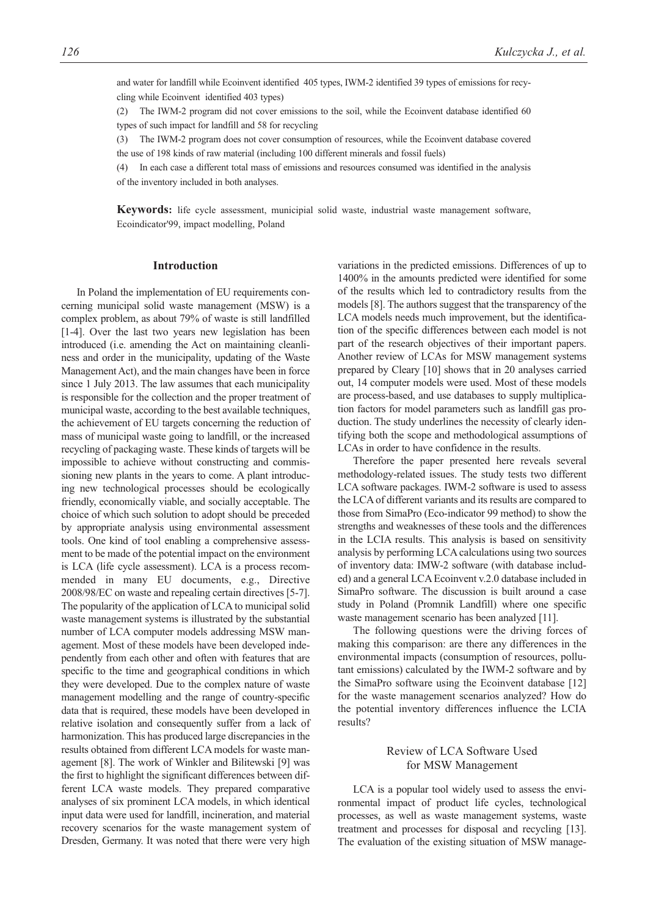and water for landfill while Ecoinvent identified 405 types, IWM-2 identified 39 types of emissions for recycling while Ecoinvent identified 403 types)

(2) The IWM-2 program did not cover emissions to the soil, while the Ecoinvent database identified 60 types of such impact for landfill and 58 for recycling

(3) The IWM-2 program does not cover consumption of resources, while the Ecoinvent database covered the use of 198 kinds of raw material (including 100 different minerals and fossil fuels)

(4) In each case a different total mass of emissions and resources consumed was identified in the analysis of the inventory included in both analyses.

**Keywords:** life cycle assessment, municipial solid waste, industrial waste management software, Ecoindicator'99, impact modelling, Poland

## Introduction

In Poland the implementation of EU requirements concerning municipal solid waste management (MSW) is a complex problem, as about 79% of waste is still landfilled [1-4]. Over the last two years new legislation has been introduced (i.e. amending the Act on maintaining cleanliness and order in the municipality, updating of the Waste Management Act), and the main changes have been in force since 1 July 2013. The law assumes that each municipality is responsible for the collection and the proper treatment of municipal waste, according to the best available techniques, the achievement of EU targets concerning the reduction of mass of municipal waste going to landfill, or the increased recycling of packaging waste. These kinds of targets will be impossible to achieve without constructing and commissioning new plants in the years to come. A plant introducing new technological processes should be ecologically friendly, economically viable, and socially acceptable. The choice of which such solution to adopt should be preceded by appropriate analysis using environmental assessment tools. One kind of tool enabling a comprehensive assessment to be made of the potential impact on the environment is LCA (life cycle assessment). LCA is a process recommended in many EU documents, e.g., Directive 2008/98/EC on waste and repealing certain directives [5-7]. The popularity of the application of LCA to municipal solid waste management systems is illustrated by the substantial number of LCA computer models addressing MSW management. Most of these models have been developed independently from each other and often with features that are specific to the time and geographical conditions in which they were developed. Due to the complex nature of waste management modelling and the range of country-specific data that is required, these models have been developed in relative isolation and consequently suffer from a lack of harmonization. This has produced large discrepancies in the results obtained from different LCA models for waste management [8]. The work of Winkler and Bilitewski [9] was the first to highlight the significant differences between different LCA waste models. They prepared comparative analyses of six prominent LCA models, in which identical input data were used for landfill, incineration, and material recovery scenarios for the waste management system of Dresden, Germany. It was noted that there were very high variations in the predicted emissions. Differences of up to 1400% in the amounts predicted were identified for some of the results which led to contradictory results from the models [8]. The authors suggest that the transparency of the LCA models needs much improvement, but the identification of the specific differences between each model is not part of the research objectives of their important papers. Another review of LCAs for MSW management systems prepared by Cleary [10] shows that in 20 analyses carried out, 14 computer models were used. Most of these models are process-based, and use databases to supply multiplication factors for model parameters such as landfill gas production. The study underlines the necessity of clearly identifying both the scope and methodological assumptions of LCAs in order to have confidence in the results.

Therefore the paper presented here reveals several methodology-related issues. The study tests two different LCA software packages. IWM-2 software is used to assess the LCA of different variants and its results are compared to those from SimaPro (Eco-indicator 99 method) to show the strengths and weaknesses of these tools and the differences in the LCIA results. This analysis is based on sensitivity analysis by performing LCA calculations using two sources of inventory data: IMW-2 software (with database included) and a general LCA Ecoinvent v.2.0 database included in SimaPro software. The discussion is built around a case study in Poland (Promnik Landfill) where one specific waste management scenario has been analyzed [11].

The following questions were the driving forces of making this comparison: are there any differences in the environmental impacts (consumption of resources, pollutant emissions) calculated by the IWM-2 software and by the SimaPro software using the Ecoinvent database [12] for the waste management scenarios analyzed? How do the potential inventory differences influence the LCIA results?

## Review of LCA Software Used for MSW Management

LCA is a popular tool widely used to assess the environmental impact of product life cycles, technological processes, as well as waste management systems, waste treatment and processes for disposal and recycling [13]. The evaluation of the existing situation of MSW manage-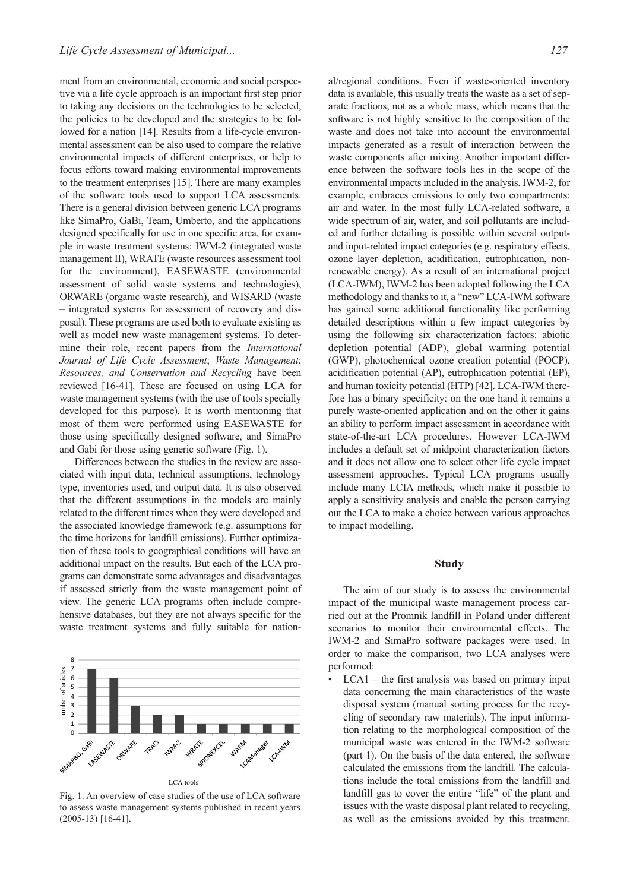ment from an environmental, economic and social perspective via a life cycle approach is an important first step prior to taking any decisions on the technologies to be selected, the policies to be developed and the strategies to be followed for a nation [14]. Results from a life-cycle environmental assessment can be also used to compare the relative environmental impacts of different enterprises, or help to focus efforts toward making environmental improvements to the treatment enterprises [15]. There are many examples of the software tools used to support LCA assessments. There is a general division between generic LCA programs like SimaPro, GaBi, Team, Umberto, and the applications designed specifically for use in one specific area, for example in waste treatment systems: IWM-2 (integrated waste management II), WRATE (waste resources assessment tool for the environment), EASEWASTE (environmental assessment of solid waste systems and technologies), ORWARE (organic waste research), and WISARD (waste – integrated systems for assessment of recovery and disposal). These programs are used both to evaluate existing as well as model new waste management systems. To determine their role, recent papers from the *International Journal of Life Cycle Assessment*; *Waste Management*; *Resources, and Conservation and Recycling* have been reviewed [16-41]. These are focused on using LCA for waste management systems (with the use of tools specially developed for this purpose). It is worth mentioning that most of them were performed using EASEWASTE for those using specifically designed software, and SimaPro and Gabi for those using generic software (Fig. 1).

Differences between the studies in the review are associated with input data, technical assumptions, technology type, inventories used, and output data. It is also observed that the different assumptions in the models are mainly related to the different times when they were developed and the associated knowledge framework (e.g. assumptions for the time horizons for landfill emissions). Further optimization of these tools to geographical conditions will have an additional impact on the results. But each of the LCA programs can demonstrate some advantages and disadvantages if assessed strictly from the waste management point of view. The generic LCA programs often include comprehensive databases, but they are not always specific for the waste treatment systems and fully suitable for national/regional conditions. Even if waste-oriented inventory data is available, this usually treats the waste as a set of separate fractions, not as a whole mass, which means that the software is not highly sensitive to the composition of the waste and does not take into account the environmental impacts generated as a result of interaction between the waste components after mixing. Another important difference between the software tools lies in the scope of the environmental impacts included in the analysis. IWM-2, for example, embraces emissions to only two compartments: air and water. In the most fully LCA-related software, a wide spectrum of air, water, and soil pollutants are included and further detailing is possible within several output- and input-related impact categories (e.g. respiratory effects, ozone layer depletion, acidification, eutrophication, non-renewable energy). As a result of an international project (LCA-IWM), IWM-2 has been adopted following the LCA methodology and thanks to it, a "new" LCA-IWM software has gained some additional functionality like performing detailed descriptions within a few impact categories by using the following six characterization factors: abiotic depletion potential (ADP), global warming potential (GWP), photochemical ozone creation potential (POCP), acidification potential (AP), eutrophication potential (EP), and human toxicity potential (HTP) [42]. LCA-IWM therefore has a binary specificity: on the one hand it remains a purely waste-oriented application and on the other it gains an ability to perform impact assessment in accordance with state-of-the-art LCA procedures. However LCA-IWM includes a default set of midpoint characterization factors and it does not allow one to select other life cycle impact assessment approaches. Typical LCA programs usually include many LCIA methods, which make it possible to apply a sensitivity analysis and enable the person carrying out the LCA to make a choice between various approaches to impact modelling.

| LCA tools | number of articles |
|---|---|
| SIMAPRO, GaBi | 7 |
| EASEWASTE | 6 |
| ORWARE | 3 |
| TRACI | 2 |
| IWM-2 | 2 |
| WRATE | 1 |
| SPIONEXCEL | 1 |
| WARM | 1 |
| LCAManager | 1 |
| LCA-IWM | 1 |

Fig. 1. An overview of case studies of the use of LCA software to assess waste management systems published in recent years (2005-13) [16-41].

## Study

The aim of our study is to assess the environmental impact of the municipal waste management process carried out at the Promnik landfill in Poland under different scenarios to monitor their environmental effects. The IWM-2 and SimaPro software packages were used. In order to make the comparison, two LCA analyses were performed:

- LCA1 – the first analysis was based on primary input data concerning the main characteristics of the waste disposal system (manual sorting process for the recycling of secondary raw materials). The input information relating to the morphological composition of the municipal waste was entered in the IWM-2 software (part 1). On the basis of the data entered, the software calculated the emissions from the landfill. The calculations include the total emissions from the landfill and landfill gas to cover the entire "life" of the plant and issues with the waste disposal plant related to recycling, as well as the emissions avoided by this treatment.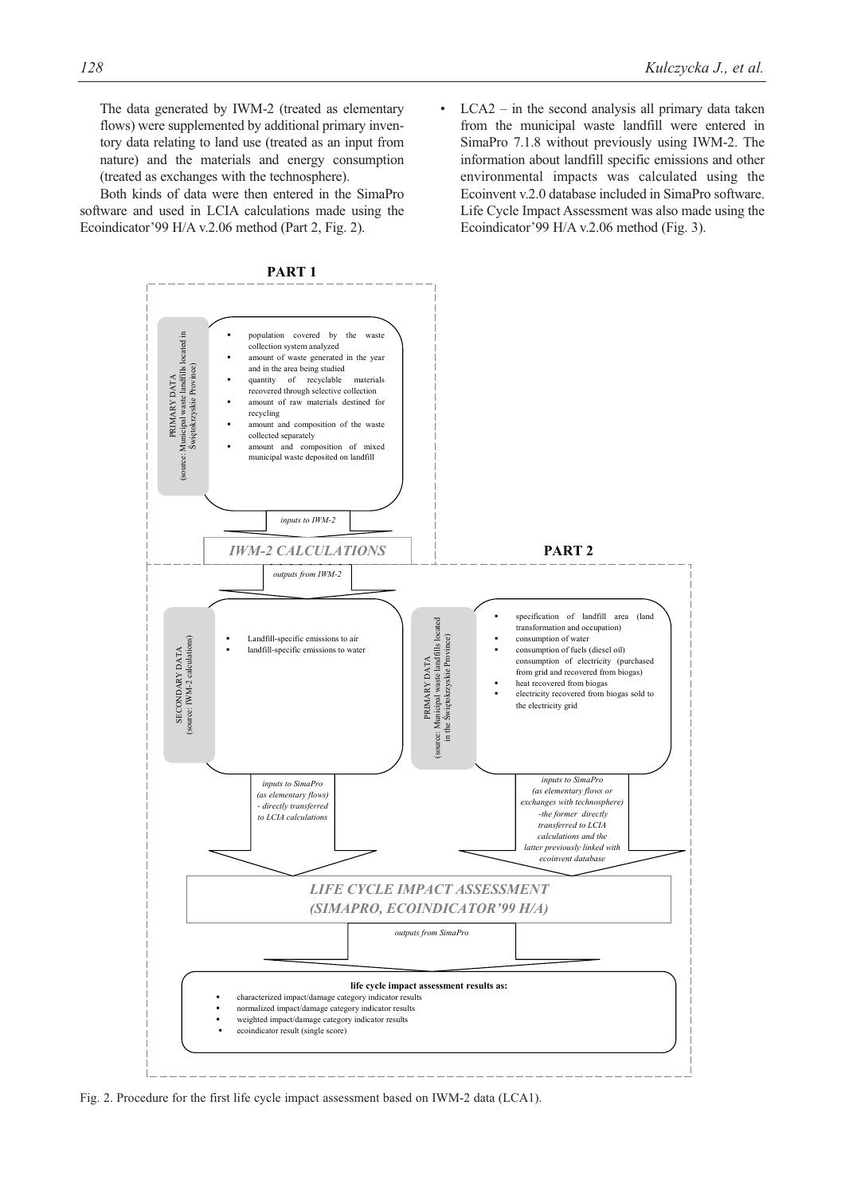The data generated by IWM-2 (treated as elementary flows) were supplemented by additional primary inventory data relating to land use (treated as an input from nature) and the materials and energy consumption (treated as exchanges with the technosphere).

Both kinds of data were then entered in the SimaPro software and used in LCIA calculations made using the Ecoindicator'99 H/A v.2.06 method (Part 2, Fig. 2).

- LCA2 – in the second analysis all primary data taken from the municipal waste landfill were entered in SimaPro 7.1.8 without previously using IWM-2. The information about landfill specific emissions and other environmental impacts was calculated using the Ecoinvent v.2.0 database included in SimaPro software. Life Cycle Impact Assessment was also made using the Ecoindicator'99 H/A v.2.06 method (Fig. 3).

**PART 1**

PRIMARY DATA (source: Municipal waste landfills located in Świętokrzyskie Province)

- population covered by the waste collection system analyzed
- amount of waste generated in the year and in the area being studied
- quantity of recyclable materials recovered through selective collection
- amount of raw materials destined for recycling
- amount and composition of the waste collected separately
- amount and composition of mixed municipal waste deposited on landfill

*inputs to IWM-2*

*IWM-2 CALCULATIONS*

*outputs from IWM-2*

**PART 2**

SECONDARY DATA (source: IWM-2 calculations)

- Landfill-specific emissions to air
- landfill-specific emissions to water

*inputs to SimaPro (as elementary flows) - directly transferred to LCIA calculations*

PRIMARY DATA (source: Municipal waste landfills located in the Świętokrzyskie Province)

- specification of landfill area (land transformation and occupation)
- consumption of water
- consumption of fuels (diesel oil) consumption of electricity (purchased from grid and recovered from biogas)
- heat recovered from biogas
- electricity recovered from biogas sold to the electricity grid

*inputs to SimaPro (as elementary flows or exchanges with technosphere) -the former directly transferred to LCIA calculations and the latter previously linked with ecoinvent database*

*LIFE CYCLE IMPACT ASSESSMENT (SIMAPRO, ECOINDICATOR'99 H/A)*

*outputs from SimaPro*

**life cycle impact assessment results as:**

- characterized impact/damage category indicator results
- normalized impact/damage category indicator results
- weighted impact/damage category indicator results
- ecoindicator result (single score)

Fig. 2. Procedure for the first life cycle impact assessment based on IWM-2 data (LCA1).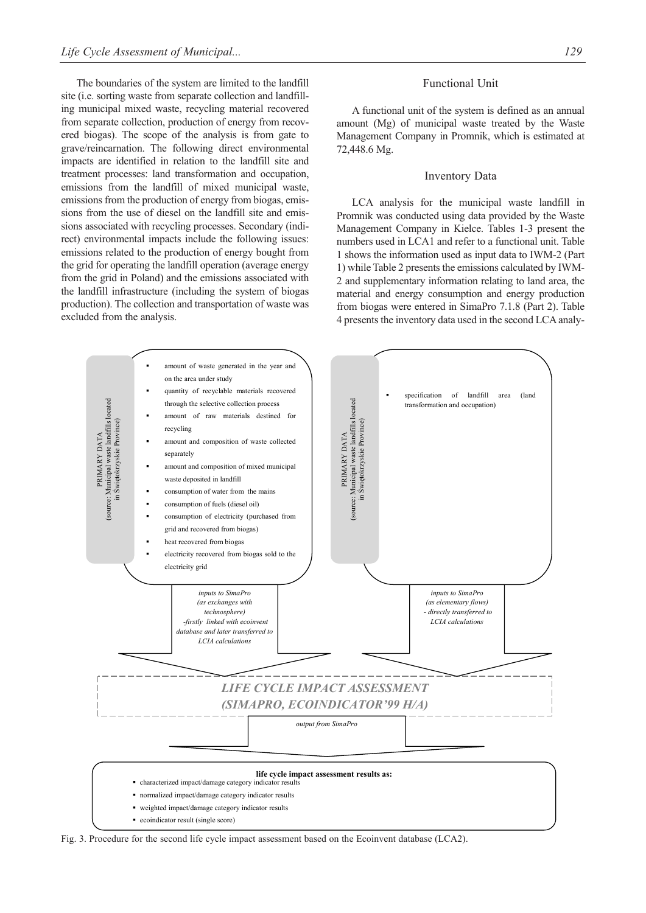The boundaries of the system are limited to the landfill site (i.e. sorting waste from separate collection and landfilling municipal mixed waste, recycling material recovered from separate collection, production of energy from recovered biogas). The scope of the analysis is from gate to grave/reincarnation. The following direct environmental impacts are identified in relation to the landfill site and treatment processes: land transformation and occupation, emissions from the landfill of mixed municipal waste, emissions from the production of energy from biogas, emissions from the use of diesel on the landfill site and emissions associated with recycling processes. Secondary (indirect) environmental impacts include the following issues: emissions related to the production of energy bought from the grid for operating the landfill operation (average energy from the grid in Poland) and the emissions associated with the landfill infrastructure (including the system of biogas production). The collection and transportation of waste was excluded from the analysis.

### Functional Unit

A functional unit of the system is defined as an annual amount (Mg) of municipal waste treated by the Waste Management Company in Promnik, which is estimated at 72,448.6 Mg.

### Inventory Data

LCA analysis for the municipal waste landfill in Promnik was conducted using data provided by the Waste Management Company in Kielce. Tables 1-3 present the numbers used in LCA1 and refer to a functional unit. Table 1 shows the information used as input data to IWM-2 (Part 1) while Table 2 presents the emissions calculated by IWM-2 and supplementary information relating to land area, the material and energy consumption and energy production from biogas were entered in SimaPro 7.1.8 (Part 2). Table 4 presents the inventory data used in the second LCA analy-

PRIMARY DATA (source: Municipal waste landfills located in Świętokrzyskie Province)

- amount of waste generated in the year and on the area under study
- quantity of recyclable materials recovered through the selective collection process
- amount of raw materials destined for recycling
- amount and composition of waste collected separately
- amount and composition of mixed municipal waste deposited in landfill
- consumption of water from the mains
- consumption of fuels (diesel oil)
- consumption of electricity (purchased from grid and recovered from biogas)
- heat recovered from biogas
- electricity recovered from biogas sold to the electricity grid

*inputs to SimaPro (as exchanges with technosphere) -firstly linked with ecoinvent database and later transferred to LCIA calculations*

PRIMARY DATA (source: Municipal waste landfills located in Świętokrzyskie Province)

- specification of landfill area (land transformation and occupation)

*inputs to SimaPro (as elementary flows) - directly transferred to LCIA calculations*

***LIFE CYCLE IMPACT ASSESSMENT (SIMAPRO, ECOINDICATOR'99 H/A)***

*output from SimaPro*

**life cycle impact assessment results as:**

- characterized impact/damage category indicator results
- normalized impact/damage category indicator results
- weighted impact/damage category indicator results
- ecoindicator result (single score)

Fig. 3. Procedure for the second life cycle impact assessment based on the Ecoinvent database (LCA2).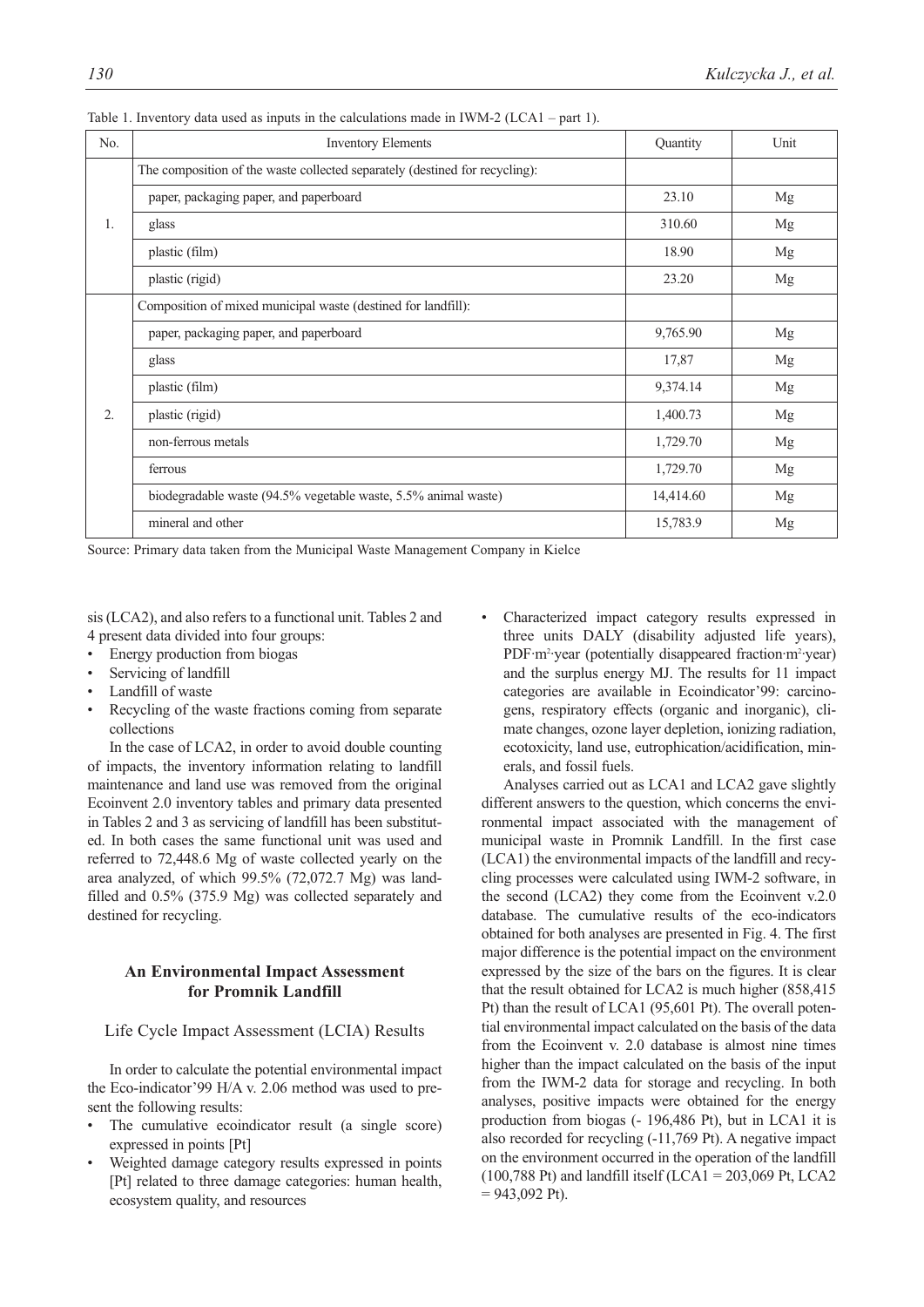Table 1. Inventory data used as inputs in the calculations made in IWM-2 (LCA1 – part 1).

| No. | Inventory Elements | Quantity | Unit |
|---|---|---|---|
| 1. | The composition of the waste collected separately (destined for recycling): | | |
| | paper, packaging paper, and paperboard | 23.10 | Mg |
| | glass | 310.60 | Mg |
| | plastic (film) | 18.90 | Mg |
| | plastic (rigid) | 23.20 | Mg |
| 2. | Composition of mixed municipal waste (destined for landfill): | | |
| | paper, packaging paper, and paperboard | 9,765.90 | Mg |
| | glass | 17,87 | Mg |
| | plastic (film) | 9,374.14 | Mg |
| | plastic (rigid) | 1,400.73 | Mg |
| | non-ferrous metals | 1,729.70 | Mg |
| | ferrous | 1,729.70 | Mg |
| | biodegradable waste (94.5% vegetable waste, 5.5% animal waste) | 14,414.60 | Mg |
| | mineral and other | 15,783.9 | Mg |

Source: Primary data taken from the Municipal Waste Management Company in Kielce

sis (LCA2), and also refers to a functional unit. Tables 2 and 4 present data divided into four groups:

- Energy production from biogas
- Servicing of landfill
- Landfill of waste
- Recycling of the waste fractions coming from separate collections

In the case of LCA2, in order to avoid double counting of impacts, the inventory information relating to landfill maintenance and land use was removed from the original Ecoinvent 2.0 inventory tables and primary data presented in Tables 2 and 3 as servicing of landfill has been substituted. In both cases the same functional unit was used and referred to 72,448.6 Mg of waste collected yearly on the area analyzed, of which 99.5% (72,072.7 Mg) was landfilled and 0.5% (375.9 Mg) was collected separately and destined for recycling.

## An Environmental Impact Assessment for Promnik Landfill

### Life Cycle Impact Assessment (LCIA) Results

In order to calculate the potential environmental impact the Eco-indicator'99 H/A v. 2.06 method was used to present the following results:

- The cumulative ecoindicator result (a single score) expressed in points [Pt]
- Weighted damage category results expressed in points [Pt] related to three damage categories: human health, ecosystem quality, and resources
- Characterized impact category results expressed in three units DALY (disability adjusted life years), PDF·m$^2$·year (potentially disappeared fraction·m$^2$·year) and the surplus energy MJ. The results for 11 impact categories are available in Ecoindicator'99: carcinogens, respiratory effects (organic and inorganic), climate changes, ozone layer depletion, ionizing radiation, ecotoxicity, land use, eutrophication/acidification, minerals, and fossil fuels.

Analyses carried out as LCA1 and LCA2 gave slightly different answers to the question, which concerns the environmental impact associated with the management of municipal waste in Promnik Landfill. In the first case (LCA1) the environmental impacts of the landfill and recycling processes were calculated using IWM-2 software, in the second (LCA2) they come from the Ecoinvent v.2.0 database. The cumulative results of the eco-indicators obtained for both analyses are presented in Fig. 4. The first major difference is the potential impact on the environment expressed by the size of the bars on the figures. It is clear that the result obtained for LCA2 is much higher (858,415 Pt) than the result of LCA1 (95,601 Pt). The overall potential environmental impact calculated on the basis of the data from the Ecoinvent v. 2.0 database is almost nine times higher than the impact calculated on the basis of the input from the IWM-2 data for storage and recycling. In both analyses, positive impacts were obtained for the energy production from biogas (- 196,486 Pt), but in LCA1 it is also recorded for recycling (-11,769 Pt). A negative impact on the environment occurred in the operation of the landfill (100,788 Pt) and landfill itself (LCA1 = 203,069 Pt, LCA2 = 943,092 Pt).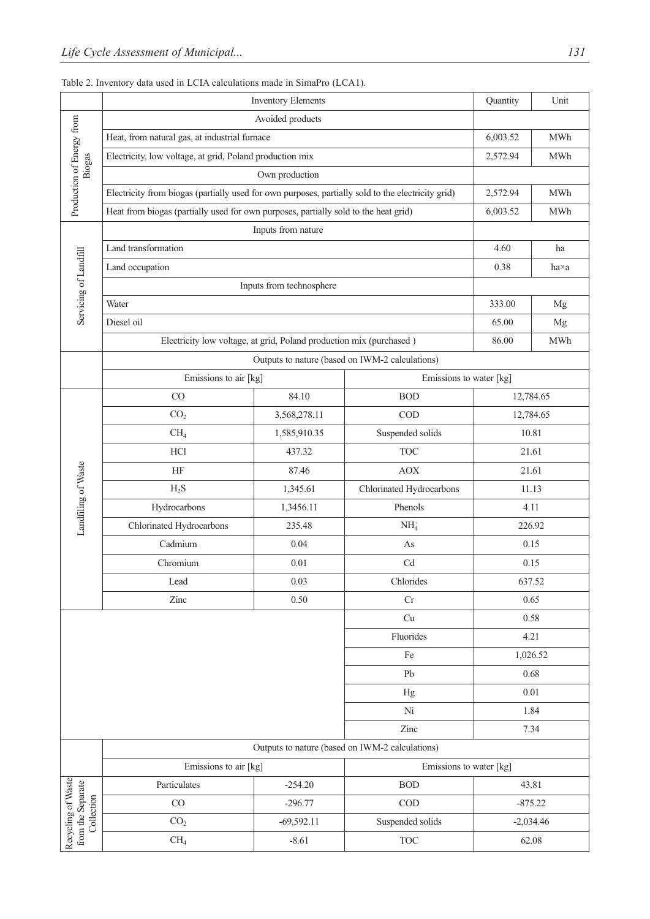Table 2. Inventory data used in LCIA calculations made in SimaPro (LCA1).

| | Inventory Elements | | | | Quantity | Unit |
|---|---|---|---|---|---|---|
| Production of Energy from Biogas | Avoided products | | | | | |
| | Heat, from natural gas, at industrial furnace | | | | 6,003.52 | MWh |
| | Electricity, low voltage, at grid, Poland production mix | | | | 2,572.94 | MWh |
| | Own production | | | | | |
| | Electricity from biogas (partially used for own purposes, partially sold to the electricity grid) | | | | 2,572.94 | MWh |
| | Heat from biogas (partially used for own purposes, partially sold to the heat grid) | | | | 6,003.52 | MWh |
| Servicing of Landfill | Inputs from nature | | | | | |
| | Land transformation | | | | 4.60 | ha |
| | Land occupation | | | | 0.38 | ha×a |
| | Inputs from technosphere | | | | | |
| | Water | | | | 333.00 | Mg |
| | Diesel oil | | | | 65.00 | Mg |
| | Electricity low voltage, at grid, Poland production mix (purchased ) | | | | 86.00 | MWh |
| | Outputs to nature (based on IWM-2 calculations) | | | | | |
| | Emissions to air [kg] | | Emissions to water [kg] | | | |
| Landfilling of Waste | CO | 84.10 | BOD | 12,784.65 | | |
| | $CO_2$ | 3,568,278.11 | COD | 12,784.65 | | |
| | $CH_4$ | 1,585,910.35 | Suspended solids | 10.81 | | |
| | HCl | 437.32 | TOC | 21.61 | | |
| | HF | 87.46 | AOX | 21.61 | | |
| | $H_2S$ | 1,345.61 | Chlorinated Hydrocarbons | 11.13 | | |
| | Hydrocarbons | 1,3456.11 | Phenols | 4.11 | | |
| | Chlorinated Hydrocarbons | 235.48 | $NH_4^+$ | 226.92 | | |
| | Cadmium | 0.04 | As | 0.15 | | |
| | Chromium | 0.01 | Cd | 0.15 | | |
| | Lead | 0.03 | Chlorides | 637.52 | | |
| | Zinc | 0.50 | Cr | 0.65 | | |
| | | | Cu | 0.58 | | |
| | | | Fluorides | 4.21 | | |
| | | | Fe | 1,026.52 | | |
| | | | Pb | 0.68 | | |
| | | | Hg | 0.01 | | |
| | | | Ni | 1.84 | | |
| | | | Zinc | 7.34 | | |
| | Outputs to nature (based on IWM-2 calculations) | | | | | |
| | Emissions to air [kg] | | Emissions to water [kg] | | | |
| Recycling of Waste from the Separate Collection | Particulates | -254.20 | BOD | 43.81 | | |
| | CO | -296.77 | COD | -875.22 | | |
| | $CO_2$ | -69,592.11 | Suspended solids | -2,034.46 | | |
| | $CH_4$ | -8.61 | TOC | 62.08 | | |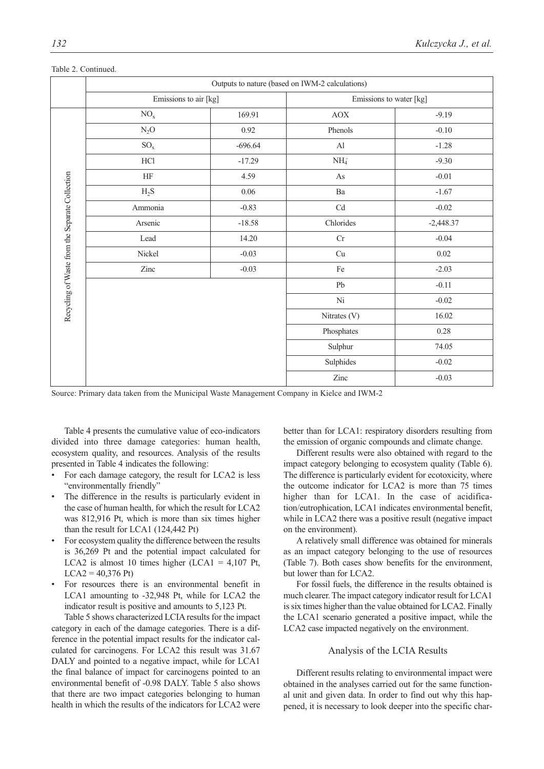Table 2. Continued.

| | Outputs to nature (based on IWM-2 calculations) | | | |
|---|---|---|---|---|
| | Emissions to air [kg] | | Emissions to water [kg] | |
| Recycling of Waste from the Separate Collection | $NO_x$ | 169.91 | AOX | -9.19 |
| | $N_2O$ | 0.92 | Phenols | -0.10 |
| | $SO_x$ | -696.64 | Al | -1.28 |
| | HCl | -17.29 | $NH_4^+$ | -9.30 |
| | HF | 4.59 | As | -0.01 |
| | $H_2S$ | 0.06 | Ba | -1.67 |
| | Ammonia | -0.83 | Cd | -0.02 |
| | Arsenic | -18.58 | Chlorides | -2,448.37 |
| | Lead | 14.20 | Cr | -0.04 |
| | Nickel | -0.03 | Cu | 0.02 |
| | Zinc | -0.03 | Fe | -2.03 |
| | | | Pb | -0.11 |
| | | | Ni | -0.02 |
| | | | Nitrates (V) | 16.02 |
| | | | Phosphates | 0.28 |
| | | | Sulphur | 74.05 |
| | | | Sulphides | -0.02 |
| | | | Zinc | -0.03 |

Source: Primary data taken from the Municipal Waste Management Company in Kielce and IWM-2

Table 4 presents the cumulative value of eco-indicators divided into three damage categories: human health, ecosystem quality, and resources. Analysis of the results presented in Table 4 indicates the following:

- For each damage category, the result for LCA2 is less "environmentally friendly"
- The difference in the results is particularly evident in the case of human health, for which the result for LCA2 was 812,916 Pt, which is more than six times higher than the result for LCA1 (124,442 Pt)
- For ecosystem quality the difference between the results is 36,269 Pt and the potential impact calculated for LCA2 is almost 10 times higher (LCA1 = 4,107 Pt, LCA2 = 40,376 Pt)
- For resources there is an environmental benefit in LCA1 amounting to -32,948 Pt, while for LCA2 the indicator result is positive and amounts to 5,123 Pt.

Table 5 shows characterized LCIA results for the impact category in each of the damage categories. There is a difference in the potential impact results for the indicator calculated for carcinogens. For LCA2 this result was 31.67 DALY and pointed to a negative impact, while for LCA1 the final balance of impact for carcinogens pointed to an environmental benefit of -0.98 DALY. Table 5 also shows that there are two impact categories belonging to human health in which the results of the indicators for LCA2 were better than for LCA1: respiratory disorders resulting from the emission of organic compounds and climate change.

Different results were also obtained with regard to the impact category belonging to ecosystem quality (Table 6). The difference is particularly evident for ecotoxicity, where the outcome indicator for LCA2 is more than 75 times higher than for LCA1. In the case of acidification/eutrophication, LCA1 indicates environmental benefit, while in LCA2 there was a positive result (negative impact on the environment).

A relatively small difference was obtained for minerals as an impact category belonging to the use of resources (Table 7). Both cases show benefits for the environment, but lower than for LCA2.

For fossil fuels, the difference in the results obtained is much clearer. The impact category indicator result for LCA1 is six times higher than the value obtained for LCA2. Finally the LCA1 scenario generated a positive impact, while the LCA2 case impacted negatively on the environment.

## Analysis of the LCIA Results

Different results relating to environmental impact were obtained in the analyses carried out for the same functional unit and given data. In order to find out why this happened, it is necessary to look deeper into the specific char-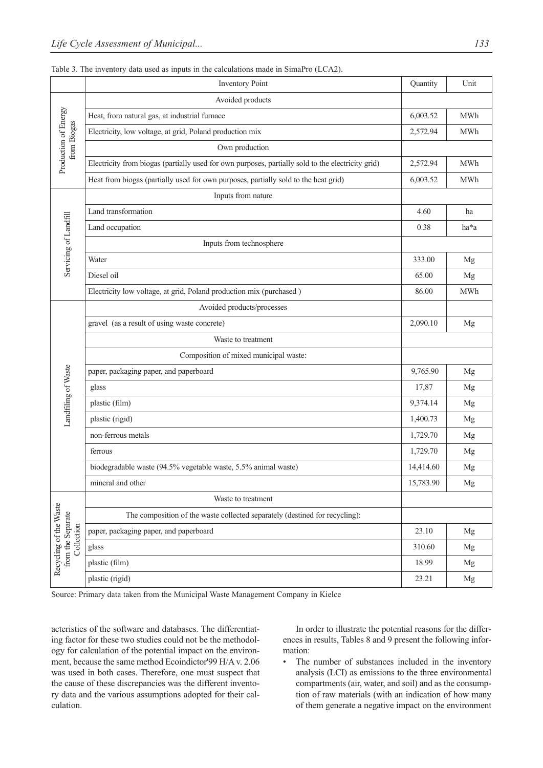Table 3. The inventory data used as inputs in the calculations made in SimaPro (LCA2).

| | Inventory Point | Quantity | Unit |
|---|---|---|---|
| Production of Energy from Biogas | Avoided products | | |
| | Heat, from natural gas, at industrial furnace | 6,003.52 | MWh |
| | Electricity, low voltage, at grid, Poland production mix | 2,572.94 | MWh |
| | Own production | | |
| | Electricity from biogas (partially used for own purposes, partially sold to the electricity grid) | 2,572.94 | MWh |
| | Heat from biogas (partially used for own purposes, partially sold to the heat grid) | 6,003.52 | MWh |
| Servicing of Landfill | Inputs from nature | | |
| | Land transformation | 4.60 | ha |
| | Land occupation | 0.38 | ha*a |
| | Inputs from technosphere | | |
| | Water | 333.00 | Mg |
| | Diesel oil | 65.00 | Mg |
| | Electricity low voltage, at grid, Poland production mix (purchased ) | 86.00 | MWh |
| Landfilling of Waste | Avoided products/processes | | |
| | gravel (as a result of using waste concrete) | 2,090.10 | Mg |
| | Waste to treatment | | |
| | Composition of mixed municipal waste: | | |
| | paper, packaging paper, and paperboard | 9,765.90 | Mg |
| | glass | 17,87 | Mg |
| | plastic (film) | 9,374.14 | Mg |
| | plastic (rigid) | 1,400.73 | Mg |
| | non-ferrous metals | 1,729.70 | Mg |
| | ferrous | 1,729.70 | Mg |
| | biodegradable waste (94.5% vegetable waste, 5.5% animal waste) | 14,414.60 | Mg |
| | mineral and other | 15,783.90 | Mg |
| Recycling of the Waste from the Separate Collection | Waste to treatment | | |
| | The composition of the waste collected separately (destined for recycling): | | |
| | paper, packaging paper, and paperboard | 23.10 | Mg |
| | glass | 310.60 | Mg |
| | plastic (film) | 18.99 | Mg |
| | plastic (rigid) | 23.21 | Mg |

Source: Primary data taken from the Municipal Waste Management Company in Kielce

acteristics of the software and databases. The differentiating factor for these two studies could not be the methodology for calculation of the potential impact on the environment, because the same method Ecoindictor'99 H/A v. 2.06 was used in both cases. Therefore, one must suspect that the cause of these discrepancies was the different inventory data and the various assumptions adopted for their calculation.

In order to illustrate the potential reasons for the differences in results, Tables 8 and 9 present the following information:

- The number of substances included in the inventory analysis (LCI) as emissions to the three environmental compartments (air, water, and soil) and as the consumption of raw materials (with an indication of how many of them generate a negative impact on the environment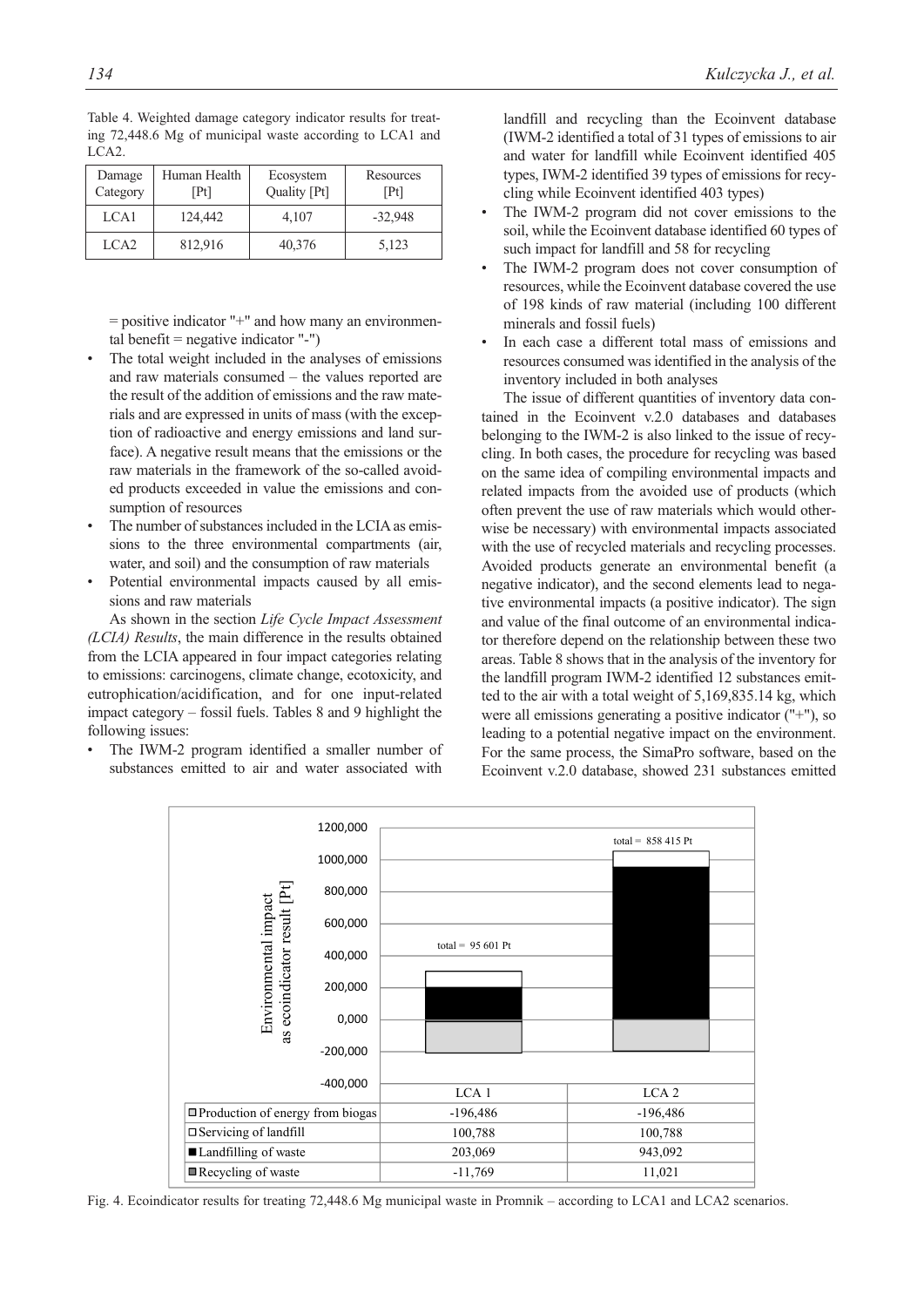Table 4. Weighted damage category indicator results for treating 72,448.6 Mg of municipal waste according to LCA1 and LCA2.

| Damage Category | Human Health [Pt] | Ecosystem Quality [Pt] | Resources [Pt] |
|---|---|---|---|
| LCA1 | 124,442 | 4,107 | -32,948 |
| LCA2 | 812,916 | 40,376 | 5,123 |

= positive indicator "+" and how many an environmental benefit = negative indicator "-")

- The total weight included in the analyses of emissions and raw materials consumed – the values reported are the result of the addition of emissions and the raw materials and are expressed in units of mass (with the exception of radioactive and energy emissions and land surface). A negative result means that the emissions or the raw materials in the framework of the so-called avoided products exceeded in value the emissions and consumption of resources
- The number of substances included in the LCIA as emissions to the three environmental compartments (air, water, and soil) and the consumption of raw materials
- Potential environmental impacts caused by all emissions and raw materials

As shown in the section *Life Cycle Impact Assessment (LCIA) Results*, the main difference in the results obtained from the LCIA appeared in four impact categories relating to emissions: carcinogens, climate change, ecotoxicity, and eutrophication/acidification, and for one input-related impact category – fossil fuels. Tables 8 and 9 highlight the following issues:

- The IWM-2 program identified a smaller number of substances emitted to air and water associated with landfill and recycling than the Ecoinvent database (IWM-2 identified a total of 31 types of emissions to air and water for landfill while Ecoinvent identified 405 types, IWM-2 identified 39 types of emissions for recycling while Ecoinvent identified 403 types)
- The IWM-2 program did not cover emissions to the soil, while the Ecoinvent database identified 60 types of such impact for landfill and 58 for recycling
- The IWM-2 program does not cover consumption of resources, while the Ecoinvent database covered the use of 198 kinds of raw material (including 100 different minerals and fossil fuels)
- In each case a different total mass of emissions and resources consumed was identified in the analysis of the inventory included in both analyses

The issue of different quantities of inventory data contained in the Ecoinvent v.2.0 databases and databases belonging to the IWM-2 is also linked to the issue of recycling. In both cases, the procedure for recycling was based on the same idea of compiling environmental impacts and related impacts from the avoided use of products (which often prevent the use of raw materials which would otherwise be necessary) with environmental impacts associated with the use of recycled materials and recycling processes. Avoided products generate an environmental benefit (a negative indicator), and the second elements lead to negative environmental impacts (a positive indicator). The sign and value of the final outcome of an environmental indicator therefore depend on the relationship between these two areas. Table 8 shows that in the analysis of the inventory for the landfill program IWM-2 identified 12 substances emitted to the air with a total weight of 5,169,835.14 kg, which were all emissions generating a positive indicator ("+"), so leading to a potential negative impact on the environment. For the same process, the SimaPro software, based on the Ecoinvent v.2.0 database, showed 231 substances emitted

| | LCA 1 | LCA 2 |
|---|---|---|
| Production of energy from biogas | -196,486 | -196,486 |
| Servicing of landfill | 100,788 | 100,788 |
| Landfilling of waste | 203,069 | 943,092 |
| Recycling of waste | -11,769 | 11,021 |
| total | 95 601 Pt | 858 415 Pt |

Fig. 4. Ecoindicator results for treating 72,448.6 Mg municipal waste in Promnik – according to LCA1 and LCA2 scenarios.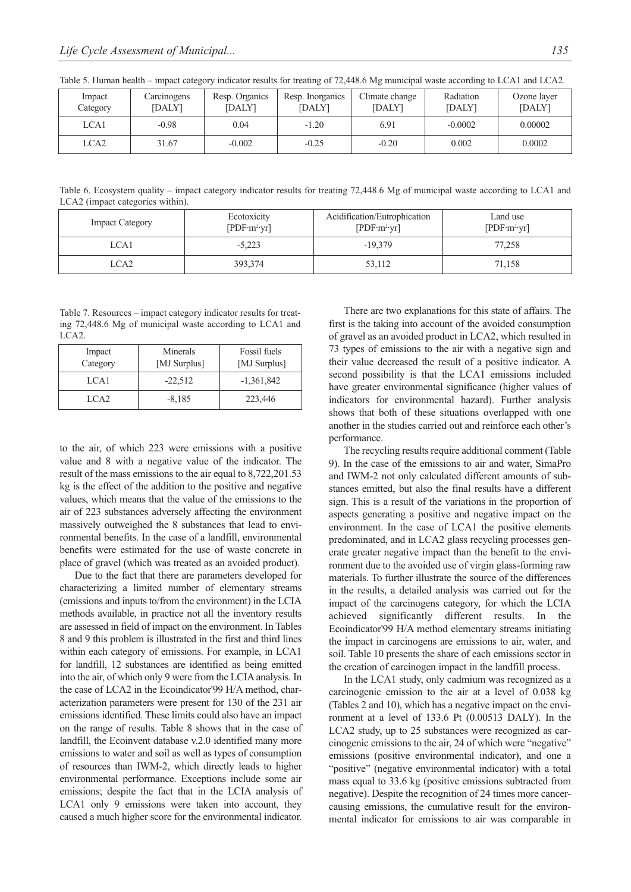Table 5. Human health – impact category indicator results for treating of 72,448.6 Mg municipal waste according to LCA1 and LCA2.

| Impact Category | Carcinogens [DALY] | Resp. Organics [DALY] | Resp. Inorganics [DALY] | Climate change [DALY] | Radiation [DALY] | Ozone layer [DALY] |
|---|---|---|---|---|---|---|
| LCA1 | -0.98 | 0.04 | -1.20 | 6.91 | -0.0002 | 0.00002 |
| LCA2 | 31.67 | -0.002 | -0.25 | -0.20 | 0.002 | 0.0002 |

Table 6. Ecosystem quality – impact category indicator results for treating 72,448.6 Mg of municipal waste according to LCA1 and LCA2 (impact categories within).

| Impact Category | Ecotoxicity [PDF·m²·yr] | Acidification/Eutrophication [PDF·m²·yr] | Land use [PDF·m²·yr] |
|---|---|---|---|
| LCA1 | -5,223 | -19,379 | 77,258 |
| LCA2 | 393,374 | 53,112 | 71,158 |

Table 7. Resources – impact category indicator results for treating 72,448.6 Mg of municipal waste according to LCA1 and LCA2.

| Impact Category | Minerals [MJ Surplus] | Fossil fuels [MJ Surplus] |
|---|---|---|
| LCA1 | -22,512 | -1,361,842 |
| LCA2 | -8,185 | 223,446 |

to the air, of which 223 were emissions with a positive value and 8 with a negative value of the indicator. The result of the mass emissions to the air equal to 8,722,201.53 kg is the effect of the addition to the positive and negative values, which means that the value of the emissions to the air of 223 substances adversely affecting the environment massively outweighed the 8 substances that lead to environmental benefits. In the case of a landfill, environmental benefits were estimated for the use of waste concrete in place of gravel (which was treated as an avoided product).

Due to the fact that there are parameters developed for characterizing a limited number of elementary streams (emissions and inputs to/from the environment) in the LCIA methods available, in practice not all the inventory results are assessed in field of impact on the environment. In Tables 8 and 9 this problem is illustrated in the first and third lines within each category of emissions. For example, in LCA1 for landfill, 12 substances are identified as being emitted into the air, of which only 9 were from the LCIA analysis. In the case of LCA2 in the Ecoindicator'99 H/A method, characterization parameters were present for 130 of the 231 air emissions identified. These limits could also have an impact on the range of results. Table 8 shows that in the case of landfill, the Ecoinvent database v.2.0 identified many more emissions to water and soil as well as types of consumption of resources than IWM-2, which directly leads to higher environmental performance. Exceptions include some air emissions; despite the fact that in the LCIA analysis of LCA1 only 9 emissions were taken into account, they caused a much higher score for the environmental indicator.

There are two explanations for this state of affairs. The first is the taking into account of the avoided consumption of gravel as an avoided product in LCA2, which resulted in 73 types of emissions to the air with a negative sign and their value decreased the result of a positive indicator. A second possibility is that the LCA1 emissions included have greater environmental significance (higher values of indicators for environmental hazard). Further analysis shows that both of these situations overlapped with one another in the studies carried out and reinforce each other's performance.

The recycling results require additional comment (Table 9). In the case of the emissions to air and water, SimaPro and IWM-2 not only calculated different amounts of substances emitted, but also the final results have a different sign. This is a result of the variations in the proportion of aspects generating a positive and negative impact on the environment. In the case of LCA1 the positive elements predominated, and in LCA2 glass recycling processes generate greater negative impact than the benefit to the environment due to the avoided use of virgin glass-forming raw materials. To further illustrate the source of the differences in the results, a detailed analysis was carried out for the impact of the carcinogens category, for which the LCIA achieved significantly different results. In the Ecoindicator'99 H/A method elementary streams initiating the impact in carcinogens are emissions to air, water, and soil. Table 10 presents the share of each emissions sector in the creation of carcinogen impact in the landfill process.

In the LCA1 study, only cadmium was recognized as a carcinogenic emission to the air at a level of 0.038 kg (Tables 2 and 10), which has a negative impact on the environment at a level of 133.6 Pt (0.00513 DALY). In the LCA2 study, up to 25 substances were recognized as carcinogenic emissions to the air, 24 of which were "negative" emissions (positive environmental indicator), and one a "positive" (negative environmental indicator) with a total mass equal to 33.6 kg (positive emissions subtracted from negative). Despite the recognition of 24 times more cancer-causing emissions, the cumulative result for the environmental indicator for emissions to air was comparable in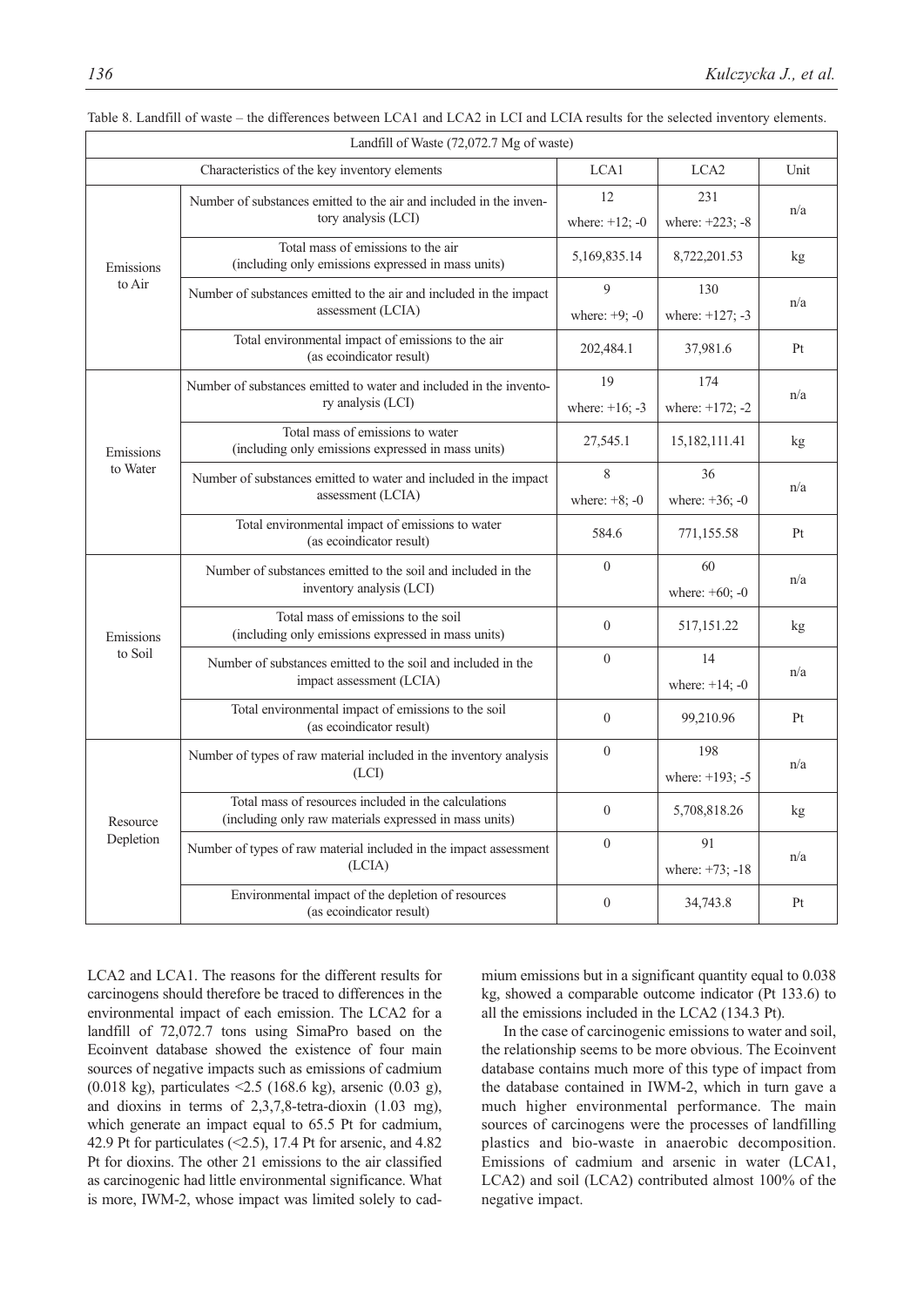Table 8. Landfill of waste – the differences between LCA1 and LCA2 in LCI and LCIA results for the selected inventory elements.

| Landfill of Waste (72,072.7 Mg of waste) | | | | |
|---|---|---|---|---|
| Characteristics of the key inventory elements | | LCA1 | LCA2 | Unit |
| Emissions to Air | Number of substances emitted to the air and included in the inventory analysis (LCI) | 12 where: +12; -0 | 231 where: +223; -8 | n/a |
| | Total mass of emissions to the air (including only emissions expressed in mass units) | 5,169,835.14 | 8,722,201.53 | kg |
| | Number of substances emitted to the air and included in the impact assessment (LCIA) | 9 where: +9; -0 | 130 where: +127; -3 | n/a |
| | Total environmental impact of emissions to the air (as ecoindicator result) | 202,484.1 | 37,981.6 | Pt |
| Emissions to Water | Number of substances emitted to water and included in the inventory analysis (LCI) | 19 where: +16; -3 | 174 where: +172; -2 | n/a |
| | Total mass of emissions to water (including only emissions expressed in mass units) | 27,545.1 | 15,182,111.41 | kg |
| | Number of substances emitted to water and included in the impact assessment (LCIA) | 8 where: +8; -0 | 36 where: +36; -0 | n/a |
| | Total environmental impact of emissions to water (as ecoindicator result) | 584.6 | 771,155.58 | Pt |
| Emissions to Soil | Number of substances emitted to the soil and included in the inventory analysis (LCI) | 0 | 60 where: +60; -0 | n/a |
| | Total mass of emissions to the soil (including only emissions expressed in mass units) | 0 | 517,151.22 | kg |
| | Number of substances emitted to the soil and included in the impact assessment (LCIA) | 0 | 14 where: +14; -0 | n/a |
| | Total environmental impact of emissions to the soil (as ecoindicator result) | 0 | 99,210.96 | Pt |
| Resource Depletion | Number of types of raw material included in the inventory analysis (LCI) | 0 | 198 where: +193; -5 | n/a |
| | Total mass of resources included in the calculations (including only raw materials expressed in mass units) | 0 | 5,708,818.26 | kg |
| | Number of types of raw material included in the impact assessment (LCIA) | 0 | 91 where: +73; -18 | n/a |
| | Environmental impact of the depletion of resources (as ecoindicator result) | 0 | 34,743.8 | Pt |

LCA2 and LCA1. The reasons for the different results for carcinogens should therefore be traced to differences in the environmental impact of each emission. The LCA2 for a landfill of 72,072.7 tons using SimaPro based on the Ecoinvent database showed the existence of four main sources of negative impacts such as emissions of cadmium (0.018 kg), particulates <2.5 (168.6 kg), arsenic (0.03 g), and dioxins in terms of 2,3,7,8-tetra-dioxin (1.03 mg), which generate an impact equal to 65.5 Pt for cadmium, 42.9 Pt for particulates (<2.5), 17.4 Pt for arsenic, and 4.82 Pt for dioxins. The other 21 emissions to the air classified as carcinogenic had little environmental significance. What is more, IWM-2, whose impact was limited solely to cadmium emissions but in a significant quantity equal to 0.038 kg, showed a comparable outcome indicator (Pt 133.6) to all the emissions included in the LCA2 (134.3 Pt).

In the case of carcinogenic emissions to water and soil, the relationship seems to be more obvious. The Ecoinvent database contains much more of this type of impact from the database contained in IWM-2, which in turn gave a much higher environmental performance. The main sources of carcinogens were the processes of landfilling plastics and bio-waste in anaerobic decomposition. Emissions of cadmium and arsenic in water (LCA1, LCA2) and soil (LCA2) contributed almost 100% of the negative impact.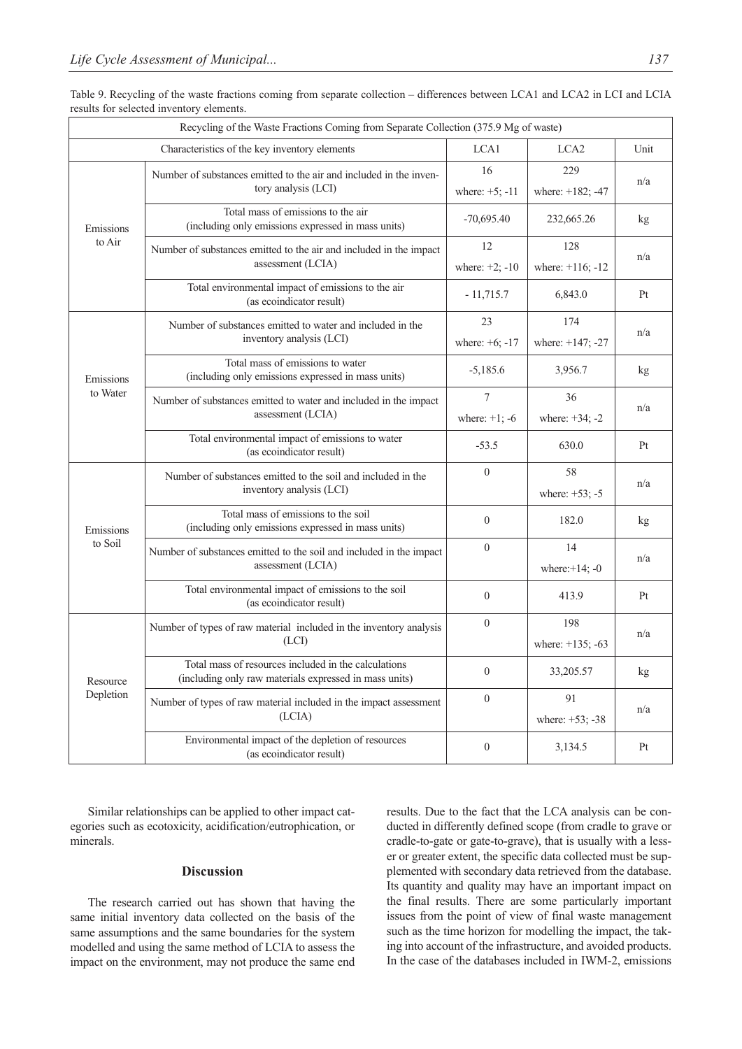Table 9. Recycling of the waste fractions coming from separate collection – differences between LCA1 and LCA2 in LCI and LCIA results for selected inventory elements.

| Recycling of the Waste Fractions Coming from Separate Collection (375.9 Mg of waste) | | | | |
|---|---|---|---|---|
| Characteristics of the key inventory elements | | LCA1 | LCA2 | Unit |
| Emissions to Air | Number of substances emitted to the air and included in the inventory analysis (LCI) | 16 where: +5; -11 | 229 where: +182; -47 | n/a |
| | Total mass of emissions to the air (including only emissions expressed in mass units) | -70,695.40 | 232,665.26 | kg |
| | Number of substances emitted to the air and included in the impact assessment (LCIA) | 12 where: +2; -10 | 128 where: +116; -12 | n/a |
| | Total environmental impact of emissions to the air (as ecoindicator result) | - 11,715.7 | 6,843.0 | Pt |
| Emissions to Water | Number of substances emitted to water and included in the inventory analysis (LCI) | 23 where: +6; -17 | 174 where: +147; -27 | n/a |
| | Total mass of emissions to water (including only emissions expressed in mass units) | -5,185.6 | 3,956.7 | kg |
| | Number of substances emitted to water and included in the impact assessment (LCIA) | 7 where: +1; -6 | 36 where: +34; -2 | n/a |
| | Total environmental impact of emissions to water (as ecoindicator result) | -53.5 | 630.0 | Pt |
| Emissions to Soil | Number of substances emitted to the soil and included in the inventory analysis (LCI) | 0 | 58 where: +53; -5 | n/a |
| | Total mass of emissions to the soil (including only emissions expressed in mass units) | 0 | 182.0 | kg |
| | Number of substances emitted to the soil and included in the impact assessment (LCIA) | 0 | 14 where:+14; -0 | n/a |
| | Total environmental impact of emissions to the soil (as ecoindicator result) | 0 | 413.9 | Pt |
| Resource Depletion | Number of types of raw material included in the inventory analysis (LCI) | 0 | 198 where: +135; -63 | n/a |
| | Total mass of resources included in the calculations (including only raw materials expressed in mass units) | 0 | 33,205.57 | kg |
| | Number of types of raw material included in the impact assessment (LCIA) | 0 | 91 where: +53; -38 | n/a |
| | Environmental impact of the depletion of resources (as ecoindicator result) | 0 | 3,134.5 | Pt |

Similar relationships can be applied to other impact categories such as ecotoxicity, acidification/eutrophication, or minerals.

## Discussion

The research carried out has shown that having the same initial inventory data collected on the basis of the same assumptions and the same boundaries for the system modelled and using the same method of LCIA to assess the impact on the environment, may not produce the same end results. Due to the fact that the LCA analysis can be conducted in differently defined scope (from cradle to grave or cradle-to-gate or gate-to-grave), that is usually with a lesser or greater extent, the specific data collected must be supplemented with secondary data retrieved from the database. Its quantity and quality may have an important impact on the final results. There are some particularly important issues from the point of view of final waste management such as the time horizon for modelling the impact, the taking into account of the infrastructure, and avoided products. In the case of the databases included in IWM-2, emissions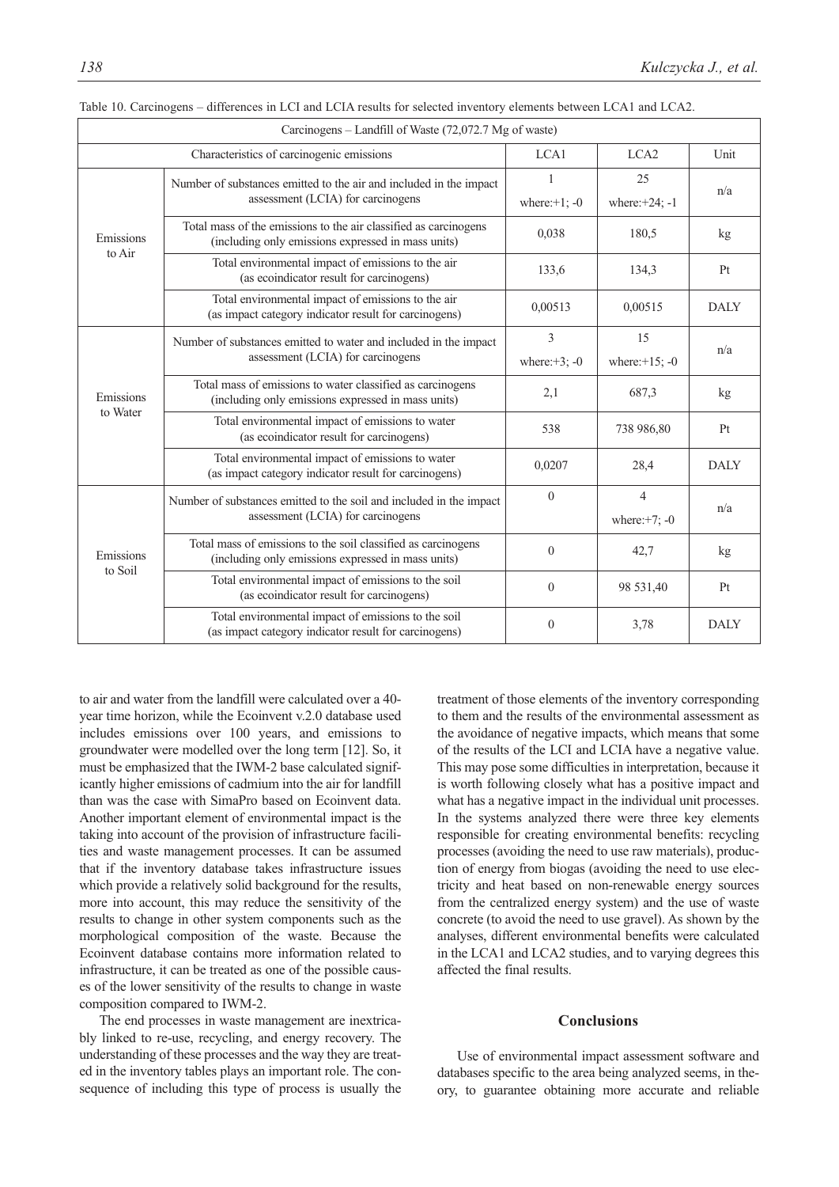Table 10. Carcinogens – differences in LCI and LCIA results for selected inventory elements between LCA1 and LCA2.

| Carcinogens – Landfill of Waste (72,072.7 Mg of waste) | | | | |
|---|---|---|---|---|
| Characteristics of carcinogenic emissions | | LCA1 | LCA2 | Unit |
| Emissions to Air | Number of substances emitted to the air and included in the impact assessment (LCIA) for carcinogens | 1 where:+1; -0 | 25 where:+24; -1 | n/a |
| | Total mass of the emissions to the air classified as carcinogens (including only emissions expressed in mass units) | 0,038 | 180,5 | kg |
| | Total environmental impact of emissions to the air (as ecoindicator result for carcinogens) | 133,6 | 134,3 | Pt |
| | Total environmental impact of emissions to the air (as impact category indicator result for carcinogens) | 0,00513 | 0,00515 | DALY |
| Emissions to Water | Number of substances emitted to water and included in the impact assessment (LCIA) for carcinogens | 3 where:+3; -0 | 15 where:+15; -0 | n/a |
| | Total mass of emissions to water classified as carcinogens (including only emissions expressed in mass units) | 2,1 | 687,3 | kg |
| | Total environmental impact of emissions to water (as ecoindicator result for carcinogens) | 538 | 738 986,80 | Pt |
| | Total environmental impact of emissions to water (as impact category indicator result for carcinogens) | 0,0207 | 28,4 | DALY |
| Emissions to Soil | Number of substances emitted to the soil and included in the impact assessment (LCIA) for carcinogens | 0 | 4 where:+7; -0 | n/a |
| | Total mass of emissions to the soil classified as carcinogens (including only emissions expressed in mass units) | 0 | 42,7 | kg |
| | Total environmental impact of emissions to the soil (as ecoindicator result for carcinogens) | 0 | 98 531,40 | Pt |
| | Total environmental impact of emissions to the soil (as impact category indicator result for carcinogens) | 0 | 3,78 | DALY |

to air and water from the landfill were calculated over a 40-year time horizon, while the Ecoinvent v.2.0 database used includes emissions over 100 years, and emissions to groundwater were modelled over the long term [12]. So, it must be emphasized that the IWM-2 base calculated significantly higher emissions of cadmium into the air for landfill than was the case with SimaPro based on Ecoinvent data. Another important element of environmental impact is the taking into account of the provision of infrastructure facilities and waste management processes. It can be assumed that if the inventory database takes infrastructure issues which provide a relatively solid background for the results, more into account, this may reduce the sensitivity of the results to change in other system components such as the morphological composition of the waste. Because the Ecoinvent database contains more information related to infrastructure, it can be treated as one of the possible causes of the lower sensitivity of the results to change in waste composition compared to IWM-2.

The end processes in waste management are inextricably linked to re-use, recycling, and energy recovery. The understanding of these processes and the way they are treated in the inventory tables plays an important role. The consequence of including this type of process is usually the treatment of those elements of the inventory corresponding to them and the results of the environmental assessment as the avoidance of negative impacts, which means that some of the results of the LCI and LCIA have a negative value. This may pose some difficulties in interpretation, because it is worth following closely what has a positive impact and what has a negative impact in the individual unit processes. In the systems analyzed there were three key elements responsible for creating environmental benefits: recycling processes (avoiding the need to use raw materials), production of energy from biogas (avoiding the need to use electricity and heat based on non-renewable energy sources from the centralized energy system) and the use of waste concrete (to avoid the need to use gravel). As shown by the analyses, different environmental benefits were calculated in the LCA1 and LCA2 studies, and to varying degrees this affected the final results.

## Conclusions

Use of environmental impact assessment software and databases specific to the area being analyzed seems, in theory, to guarantee obtaining more accurate and reliable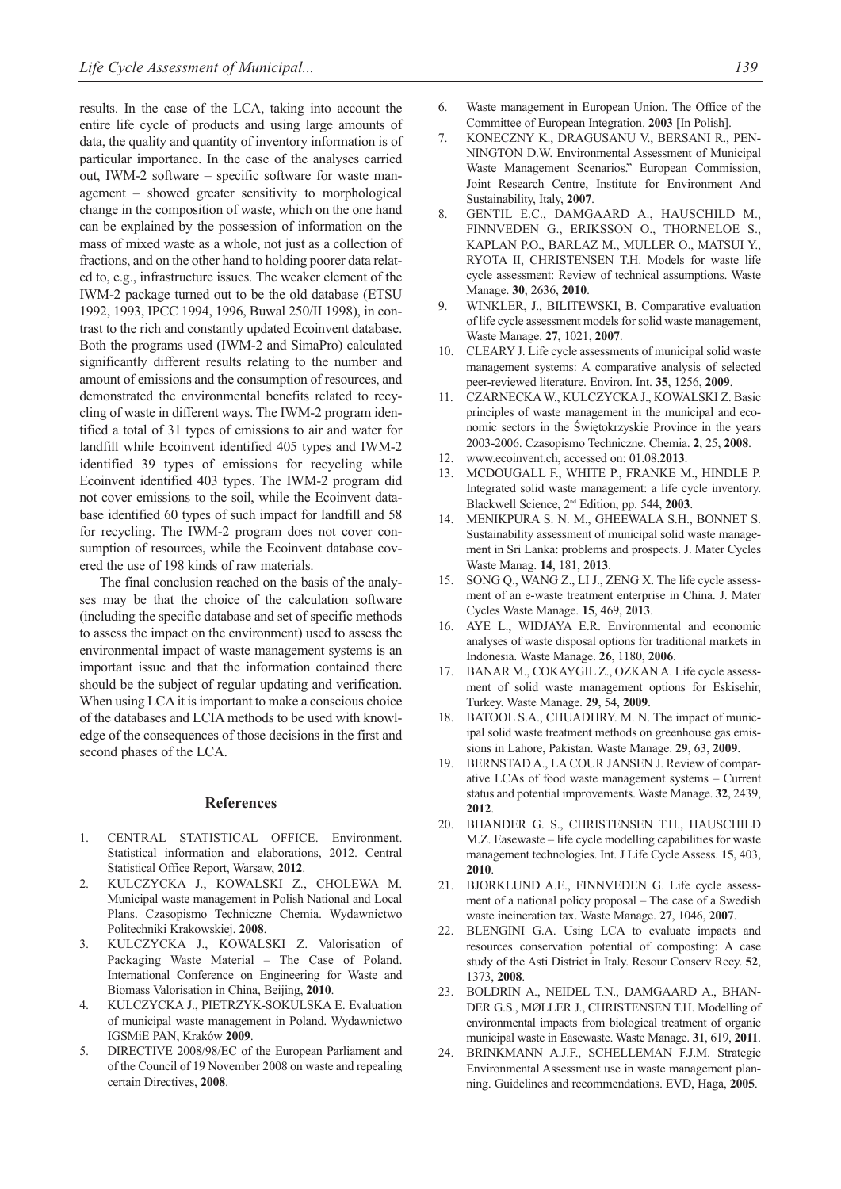results. In the case of the LCA, taking into account the entire life cycle of products and using large amounts of data, the quality and quantity of inventory information is of particular importance. In the case of the analyses carried out, IWM-2 software – specific software for waste management – showed greater sensitivity to morphological change in the composition of waste, which on the one hand can be explained by the possession of information on the mass of mixed waste as a whole, not just as a collection of fractions, and on the other hand to holding poorer data related to, e.g., infrastructure issues. The weaker element of the IWM-2 package turned out to be the old database (ETSU 1992, 1993, IPCC 1994, 1996, Buwal 250/II 1998), in contrast to the rich and constantly updated Ecoinvent database. Both the programs used (IWM-2 and SimaPro) calculated significantly different results relating to the number and amount of emissions and the consumption of resources, and demonstrated the environmental benefits related to recycling of waste in different ways. The IWM-2 program identified a total of 31 types of emissions to air and water for landfill while Ecoinvent identified 405 types and IWM-2 identified 39 types of emissions for recycling while Ecoinvent identified 403 types. The IWM-2 program did not cover emissions to the soil, while the Ecoinvent database identified 60 types of such impact for landfill and 58 for recycling. The IWM-2 program does not cover consumption of resources, while the Ecoinvent database covered the use of 198 kinds of raw materials.

The final conclusion reached on the basis of the analyses may be that the choice of the calculation software (including the specific database and set of specific methods to assess the impact on the environment) used to assess the environmental impact of waste management systems is an important issue and that the information contained there should be the subject of regular updating and verification. When using LCA it is important to make a conscious choice of the databases and LCIA methods to be used with knowledge of the consequences of those decisions in the first and second phases of the LCA.

## References

1. CENTRAL STATISTICAL OFFICE. Environment. Statistical information and elaborations, 2012. Central Statistical Office Report, Warsaw, **2012**.
2. KULCZYCKA J., KOWALSKI Z., CHOLEWA M. Municipal waste management in Polish National and Local Plans. Czasopismo Techniczne Chemia. Wydawnictwo Politechniki Krakowskiej. **2008**.
3. KULCZYCKA J., KOWALSKI Z. Valorisation of Packaging Waste Material – The Case of Poland. International Conference on Engineering for Waste and Biomass Valorisation in China, Beijing, **2010**.
4. KULCZYCKA J., PIETRZYK-SOKULSKA E. Evaluation of municipal waste management in Poland. Wydawnictwo IGSMiE PAN, Kraków **2009**.
5. DIRECTIVE 2008/98/EC of the European Parliament and of the Council of 19 November 2008 on waste and repealing certain Directives, **2008**.
6. Waste management in European Union. The Office of the Committee of European Integration. **2003** [In Polish].
7. KONECZNY K., DRAGUSANU V., BERSANI R., PENNINGTON D.W. Environmental Assessment of Municipal Waste Management Scenarios." European Commission, Joint Research Centre, Institute for Environment And Sustainability, Italy, **2007**.
8. GENTIL E.C., DAMGAARD A., HAUSCHILD M., FINNVEDEN G., ERIKSSON O., THORNELOE S., KAPLAN P.O., BARLAZ M., MULLER O., MATSUI Y., RYOTA II, CHRISTENSEN T.H. Models for waste life cycle assessment: Review of technical assumptions. Waste Manage. **30**, 2636, **2010**.
9. WINKLER, J., BILITEWSKI, B. Comparative evaluation of life cycle assessment models for solid waste management, Waste Manage. **27**, 1021, **2007**.
10. CLEARY J. Life cycle assessments of municipal solid waste management systems: A comparative analysis of selected peer-reviewed literature. Environ. Int. **35**, 1256, **2009**.
11. CZARNECKA W., KULCZYCKA J., KOWALSKI Z. Basic principles of waste management in the municipal and economic sectors in the Świętokrzyskie Province in the years 2003-2006. Czasopismo Techniczne. Chemia. **2**, 25, **2008**.
12. www.ecoinvent.ch, accessed on: 01.08.**2013**.
13. MCDOUGALL F., WHITE P., FRANKE M., HINDLE P. Integrated solid waste management: a life cycle inventory. Blackwell Science, 2nd Edition, pp. 544, **2003**.
14. MENIKPURA S. N. M., GHEEWALA S.H., BONNET S. Sustainability assessment of municipal solid waste management in Sri Lanka: problems and prospects. J. Mater Cycles Waste Manag. **14**, 181, **2013**.
15. SONG Q., WANG Z., LI J., ZENG X. The life cycle assessment of an e-waste treatment enterprise in China. J. Mater Cycles Waste Manage. **15**, 469, **2013**.
16. AYE L., WIDJAYA E.R. Environmental and economic analyses of waste disposal options for traditional markets in Indonesia. Waste Manage. **26**, 1180, **2006**.
17. BANAR M., COKAYGIL Z., OZKAN A. Life cycle assessment of solid waste management options for Eskisehir, Turkey. Waste Manage. **29**, 54, **2009**.
18. BATOOL S.A., CHUADHRY. M. N. The impact of municipal solid waste treatment methods on greenhouse gas emissions in Lahore, Pakistan. Waste Manage. **29**, 63, **2009**.
19. BERNSTAD A., LA COUR JANSEN J. Review of comparative LCAs of food waste management systems – Current status and potential improvements. Waste Manage. **32**, 2439, **2012**.
20. BHANDER G. S., CHRISTENSEN T.H., HAUSCHILD M.Z. Easewaste – life cycle modelling capabilities for waste management technologies. Int. J Life Cycle Assess. **15**, 403, **2010**.
21. BJORKLUND A.E., FINNVEDEN G. Life cycle assessment of a national policy proposal – The case of a Swedish waste incineration tax. Waste Manage. **27**, 1046, **2007**.
22. BLENGINI G.A. Using LCA to evaluate impacts and resources conservation potential of composting: A case study of the Asti District in Italy. Resour Conserv Recy. **52**, 1373, **2008**.
23. BOLDRIN A., NEIDEL T.N., DAMGAARD A., BHANDER G.S., MØLLER J., CHRISTENSEN T.H. Modelling of environmental impacts from biological treatment of organic municipal waste in Easewaste. Waste Manage. **31**, 619, **2011**.
24. BRINKMANN A.J.F., SCHELLEMAN F.J.M. Strategic Environmental Assessment use in waste management planning. Guidelines and recommendations. EVD, Haga, **2005**.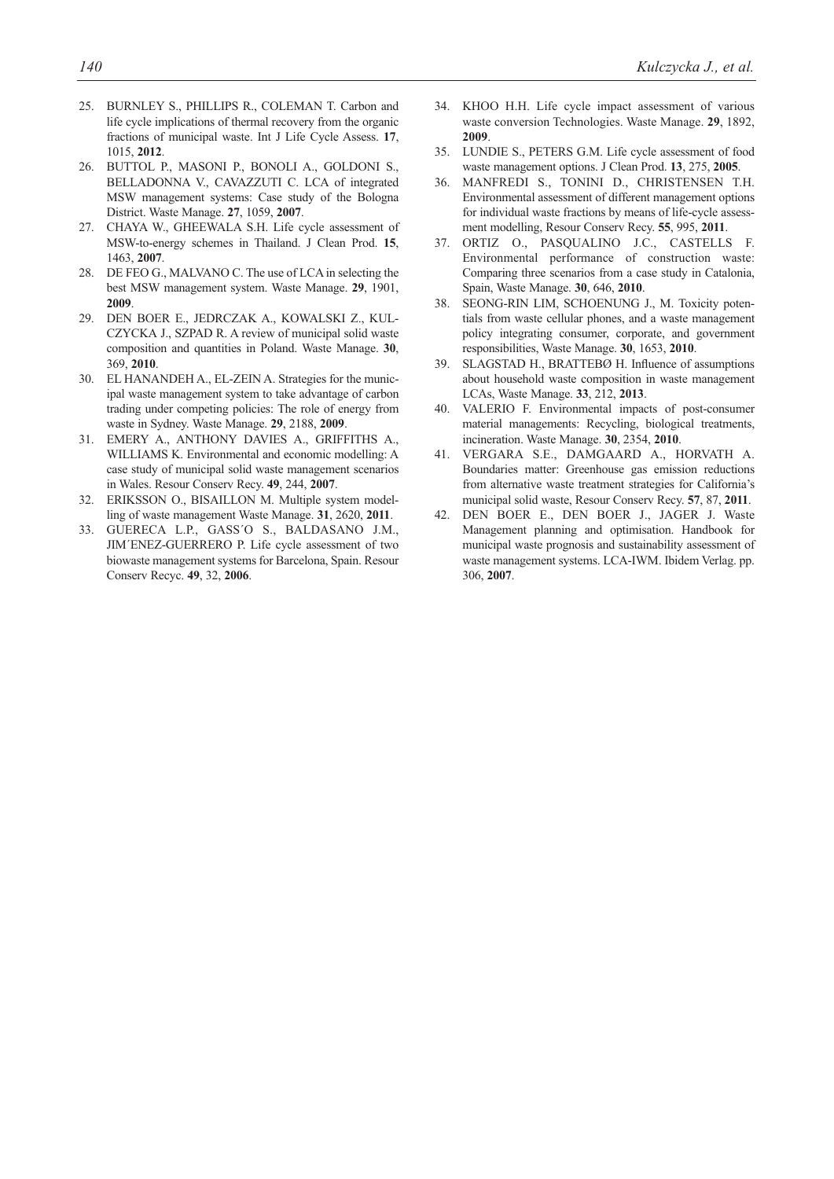25. BURNLEY S., PHILLIPS R., COLEMAN T. Carbon and life cycle implications of thermal recovery from the organic fractions of municipal waste. Int J Life Cycle Assess. **17**, 1015, **2012**.
26. BUTTOL P., MASONI P., BONOLI A., GOLDONI S., BELLADONNA V., CAVAZZUTI C. LCA of integrated MSW management systems: Case study of the Bologna District. Waste Manage. **27**, 1059, **2007**.
27. CHAYA W., GHEEWALA S.H. Life cycle assessment of MSW-to-energy schemes in Thailand. J Clean Prod. **15**, 1463, **2007**.
28. DE FEO G., MALVANO C. The use of LCA in selecting the best MSW management system. Waste Manage. **29**, 1901, **2009**.
29. DEN BOER E., JEDRCZAK A., KOWALSKI Z., KULCZYCKA J., SZPAD R. A review of municipal solid waste composition and quantities in Poland. Waste Manage. **30**, 369, **2010**.
30. EL HANANDEH A., EL-ZEIN A. Strategies for the municipal waste management system to take advantage of carbon trading under competing policies: The role of energy from waste in Sydney. Waste Manage. **29**, 2188, **2009**.
31. EMERY A., ANTHONY DAVIES A., GRIFFITHS A., WILLIAMS K. Environmental and economic modelling: A case study of municipal solid waste management scenarios in Wales. Resour Conserv Recy. **49**, 244, **2007**.
32. ERIKSSON O., BISAILLON M. Multiple system modelling of waste management Waste Manage. **31**, 2620, **2011**.
33. GUERECA L.P., GASS´O S., BALDASANO J.M., JIM´ENEZ-GUERRERO P. Life cycle assessment of two biowaste management systems for Barcelona, Spain. Resour Conserv Recyc. **49**, 32, **2006**.
34. KHOO H.H. Life cycle impact assessment of various waste conversion Technologies. Waste Manage. **29**, 1892, **2009**.
35. LUNDIE S., PETERS G.M. Life cycle assessment of food waste management options. J Clean Prod. **13**, 275, **2005**.
36. MANFREDI S., TONINI D., CHRISTENSEN T.H. Environmental assessment of different management options for individual waste fractions by means of life-cycle assessment modelling, Resour Conserv Recy. **55**, 995, **2011**.
37. ORTIZ O., PASQUALINO J.C., CASTELLS F. Environmental performance of construction waste: Comparing three scenarios from a case study in Catalonia, Spain, Waste Manage. **30**, 646, **2010**.
38. SEONG-RIN LIM, SCHOENUNG J., M. Toxicity potentials from waste cellular phones, and a waste management policy integrating consumer, corporate, and government responsibilities, Waste Manage. **30**, 1653, **2010**.
39. SLAGSTAD H., BRATTEBØ H. Influence of assumptions about household waste composition in waste management LCAs, Waste Manage. **33**, 212, **2013**.
40. VALERIO F. Environmental impacts of post-consumer material managements: Recycling, biological treatments, incineration. Waste Manage. **30**, 2354, **2010**.
41. VERGARA S.E., DAMGAARD A., HORVATH A. Boundaries matter: Greenhouse gas emission reductions from alternative waste treatment strategies for California's municipal solid waste, Resour Conserv Recy. **57**, 87, **2011**.
42. DEN BOER E., DEN BOER J., JAGER J. Waste Management planning and optimisation. Handbook for municipal waste prognosis and sustainability assessment of waste management systems. LCA-IWM. Ibidem Verlag. pp. 306, **2007**.